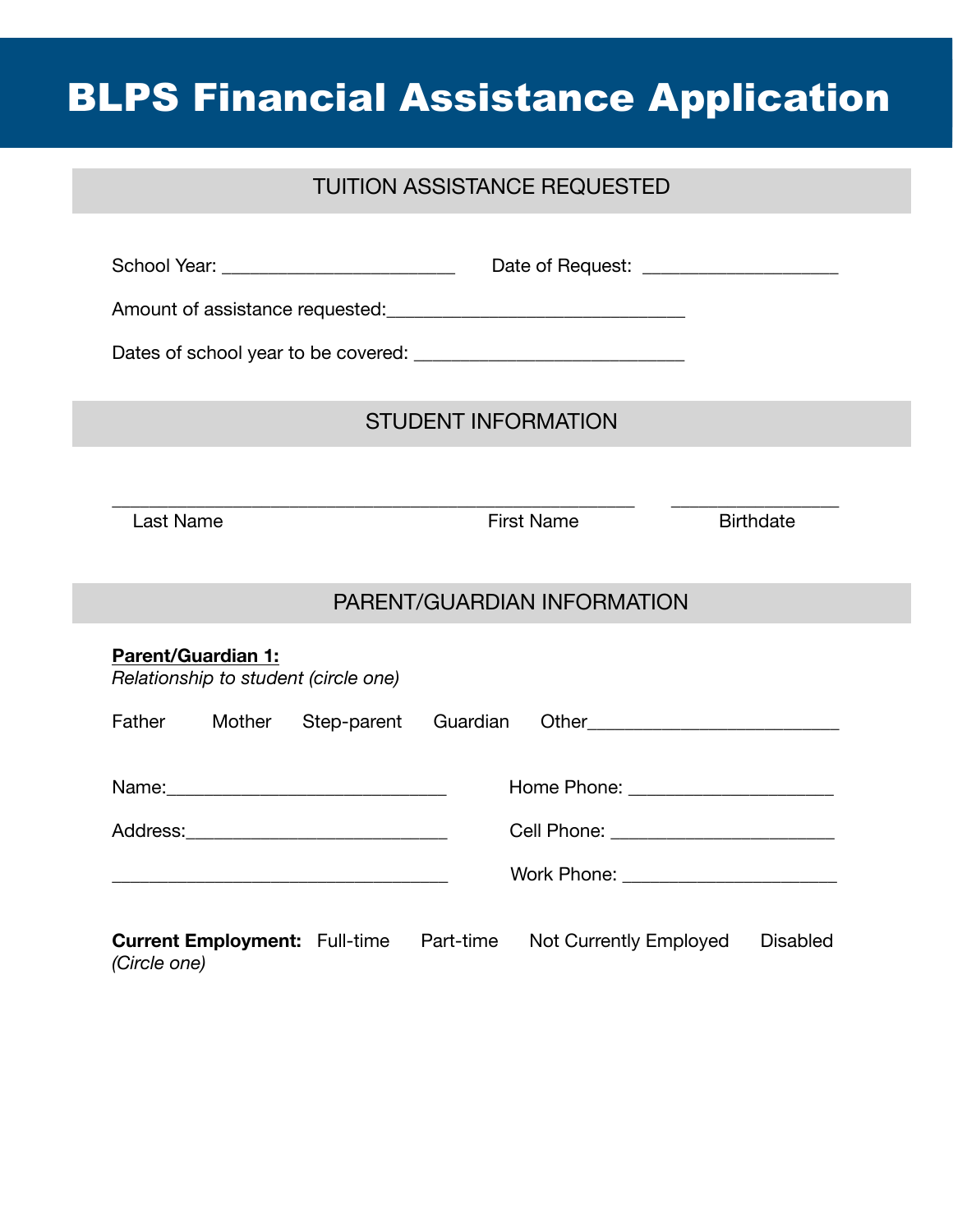# BLPS Financial Assistance Application

## TUITION ASSISTANCE REQUESTED

School Year: ________________________ Date of Request: ____________________

Amount of assistance requested:_______________________________

Dates of school year to be covered: ____________________________

## STUDENT INFORMATION

______________________________________________________ _________________

Last Name First Name Birthdate

## PARENT/GUARDIAN INFORMATION

**Parent/Guardian 1:**

*Relationship to student (circle one)*

Father Mother Step-parent Guardian Other__________________________

Name:_____________________________ Home Phone: _____________________

Address:___________________________ Cell Phone: _______________________

__________________________________ Work Phone: ______________________

**Current Employment:** Full-time Part-time Not Currently Employed Disabled

*(Circle one)*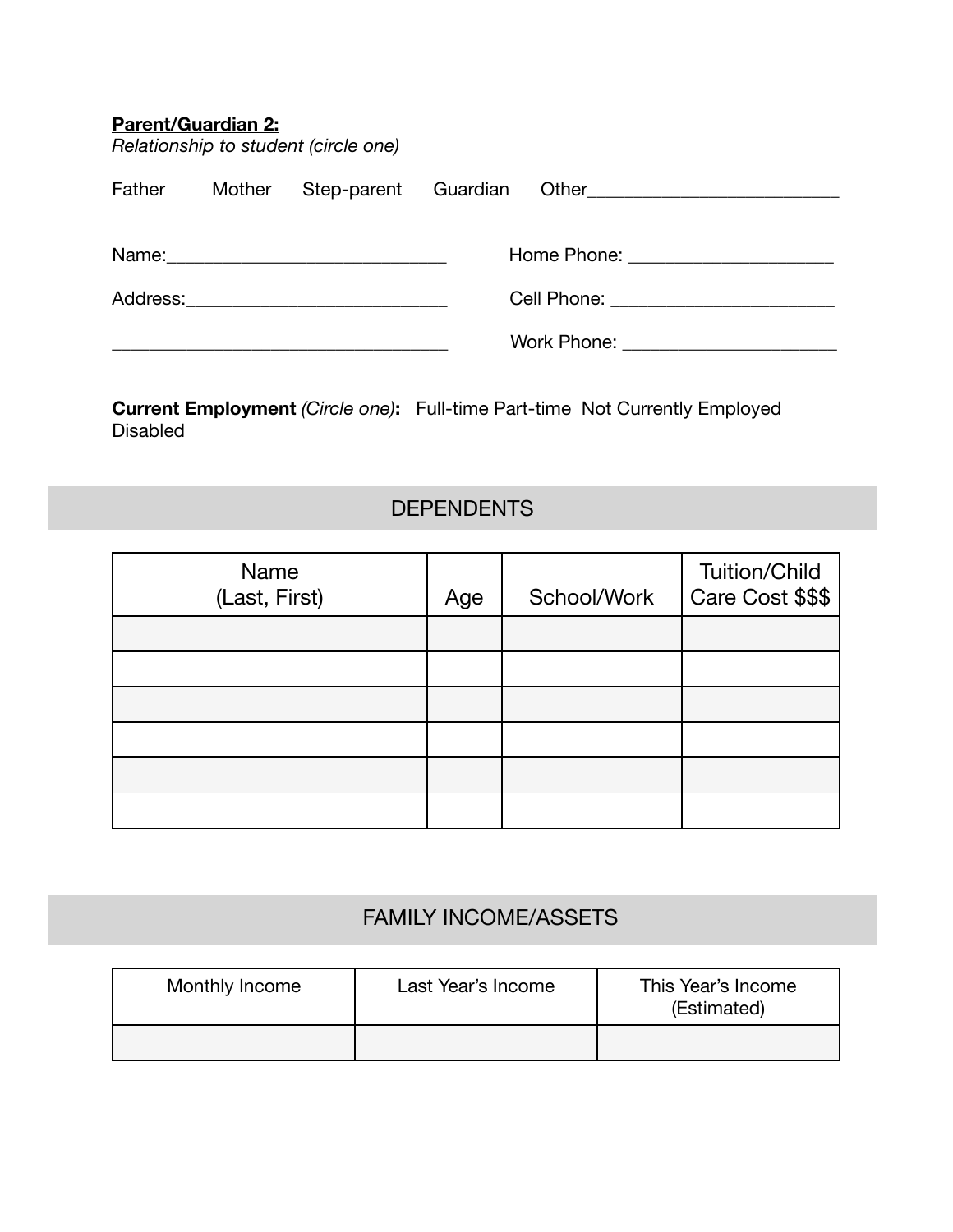**<u>Parent/Guardian 2:</u>**

*Relationship to student (circle one)*

Father Mother Step-parent Guardian Other__________________________

Name:____________________________ Home Phone: ____________________

Address:__________________________ Cell Phone: ______________________

__________________________________ Work Phone: _____________________

**Current Employment** *(Circle one)***:** Full-time Part-time Not Currently Employed Disabled

## DEPENDENTS

| Name (Last, First) | Age | School/Work | Tuition/Child Care Cost $$$ |
|---|---|---|---|
| | | | |
| | | | |
| | | | |
| | | | |
| | | | |
| | | | |

## FAMILY INCOME/ASSETS

| Monthly Income | Last Year's Income | This Year's Income (Estimated) |
|---|---|---|
| | | |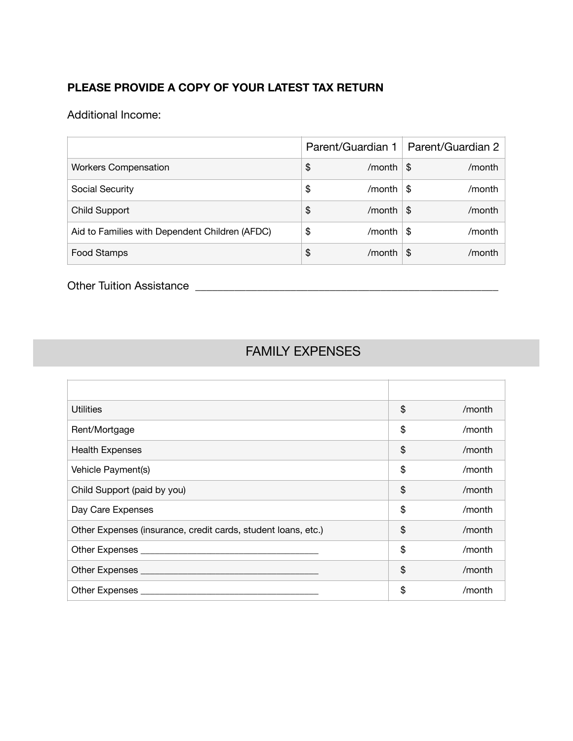**PLEASE PROVIDE A COPY OF YOUR LATEST TAX RETURN**

Additional Income:

| | Parent/Guardian 1 | Parent/Guardian 2 |
|---|---|---|
| Workers Compensation | $ /month | $ /month |
| Social Security | $ /month | $ /month |
| Child Support | $ /month | $ /month |
| Aid to Families with Dependent Children (AFDC) | $ /month | $ /month |
| Food Stamps | $ /month | $ /month |

Other Tuition Assistance ____________________________________________________

## FAMILY EXPENSES

| | |
|---|---|
| Utilities | $ /month |
| Rent/Mortgage | $ /month |
| Health Expenses | $ /month |
| Vehicle Payment(s) | $ /month |
| Child Support (paid by you) | $ /month |
| Day Care Expenses | $ /month |
| Other Expenses (insurance, credit cards, student loans, etc.) | $ /month |
| Other Expenses ___________________________________ | $ /month |
| Other Expenses ___________________________________ | $ /month |
| Other Expenses ___________________________________ | $ /month |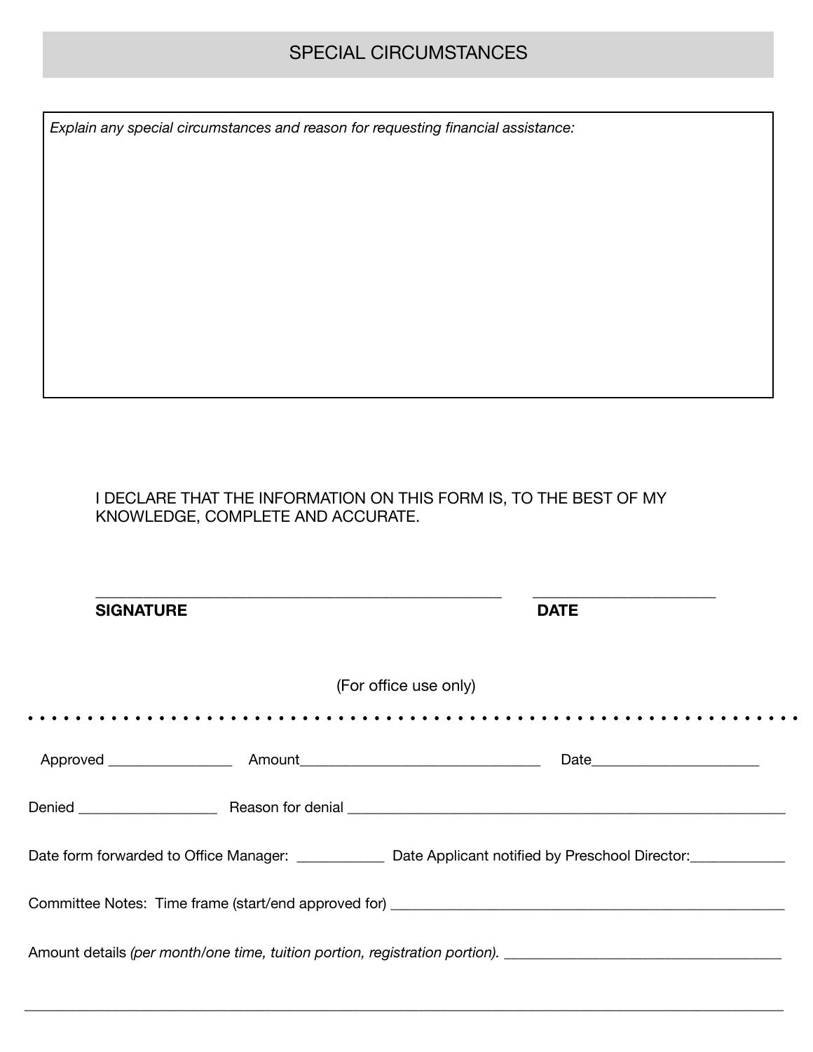## SPECIAL CIRCUMSTANCES

*Explain any special circumstances and reason for requesting financial assistance:*

I DECLARE THAT THE INFORMATION ON THIS FORM IS, TO THE BEST OF MY KNOWLEDGE, COMPLETE AND ACCURATE.

\_\_\_\_\_\_\_\_\_\_\_\_\_\_\_\_\_\_\_\_\_\_\_\_\_\_\_\_\_\_\_\_\_\_\_\_\_\_\_\_\_\_\_\_\_\_\_\_\_\_ \_\_\_\_\_\_\_\_\_\_\_\_\_\_\_\_\_\_\_\_\_\_

**SIGNATURE** **DATE**

(For office use only)

Approved \_\_\_\_\_\_\_\_\_\_\_\_\_\_\_\_ Amount\_\_\_\_\_\_\_\_\_\_\_\_\_\_\_\_\_\_\_\_\_\_\_\_\_\_\_\_\_\_\_\_ Date\_\_\_\_\_\_\_\_\_\_\_\_\_\_\_\_\_\_\_\_\_\_

Denied \_\_\_\_\_\_\_\_\_\_\_\_\_\_\_\_\_\_ Reason for denial \_\_\_\_\_\_\_\_\_\_\_\_\_\_\_\_\_\_\_\_\_\_\_\_\_\_\_\_\_\_\_\_\_\_\_\_\_\_\_\_\_\_\_\_\_\_\_\_\_\_\_\_\_\_\_\_

Date form forwarded to Office Manager: \_\_\_\_\_\_\_\_\_\_\_ Date Applicant notified by Preschool Director:\_\_\_\_\_\_\_\_\_\_\_\_

Committee Notes: Time frame (start/end approved for) \_\_\_\_\_\_\_\_\_\_\_\_\_\_\_\_\_\_\_\_\_\_\_\_\_\_\_\_\_\_\_\_\_\_\_\_\_\_\_\_\_\_\_\_\_\_\_\_\_\_\_\_

Amount details *(per month/one time, tuition portion, registration portion).* \_\_\_\_\_\_\_\_\_\_\_\_\_\_\_\_\_\_\_\_\_\_\_\_\_\_\_\_\_\_\_\_\_\_\_\_\_\_

\_\_\_\_\_\_\_\_\_\_\_\_\_\_\_\_\_\_\_\_\_\_\_\_\_\_\_\_\_\_\_\_\_\_\_\_\_\_\_\_\_\_\_\_\_\_\_\_\_\_\_\_\_\_\_\_\_\_\_\_\_\_\_\_\_\_\_\_\_\_\_\_\_\_\_\_\_\_\_\_\_\_\_\_\_\_\_\_\_\_\_\_\_\_\_\_